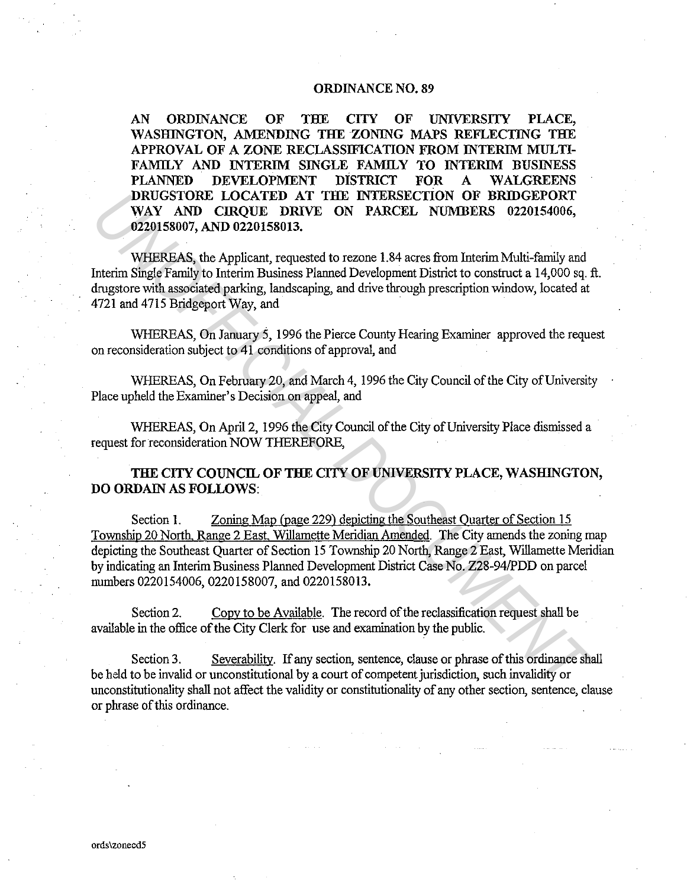# ORDINANCE NO. 89

**AN ORDINANCE OF THE CITY OF UNIVERSITY PLACE, WASHINGTON, AMENDING THE ZONING MAPS REFLECTING THE APPROVAL OF A ZONE RECLASSIFICATION FROM INTERIM MULTI-FAMILY AND INTERIM SINGLE FAMILY TO INTERIM BUSINESS PLANNED DEVELOPMENT DISTRICT FOR A WALGREENS DRUGSTORE LOCATED AT THE INTERSECTION OF BRIDGEPORT WAY AND CIRQUE DRIVE ON PARCEL NUMBERS 0220154006, 0220158007, AND 0220158013.**

WHEREAS, the Applicant, requested to rezone 1.84 acres from Interim Multi-family and Interim Single Family to Interim Business Planned Development District to construct a 14,000 sq. ft. drugstore with associated parking, landscaping, and drive through prescription window, located at 4721 and 4715 Bridgeport Way, and

WHEREAS, On January 5, 1996 the Pierce County Hearing Examiner approved the request on reconsideration subject to 41 conditions of approval, and

WHEREAS, On February 20, and March 4, 1996 the City Council of the City of University Place upheld the Examiner's Decision on appeal, and

WHEREAS, On April 2, 1996 the City Council of the City of University Place dismissed a request for reconsideration NOW THEREFORE,

**THE CITY COUNCIL OF THE CITY OF UNIVERSITY PLACE, WASHINGTON, DO ORDAIN AS FOLLOWS:**

Section 1. Zoning Map (page 229) depicting the Southeast Quarter of Section 15 Township 20 North, Range 2 East, Willamette Meridian Amended. The City amends the zoning map depicting the Southeast Quarter of Section 15 Township 20 North, Range 2 East, Willamette Meridian by indicating an Interim Business Planned Development District Case No. Z28-94/PDD on parcel numbers 0220154006, 0220158007, and 0220158013.

Section 2. Copy to be Available. The record of the reclassification request shall be available in the office of the City Clerk for use and examination by the public.

Section 3. Severability. If any section, sentence, clause or phrase of this ordinance shall be held to be invalid or unconstitutional by a court of competent jurisdiction, such invalidity or unconstitutionality shall not affect the validity or constitutionality of any other section, sentence, clause or phrase of this ordinance.

ords\zonecd5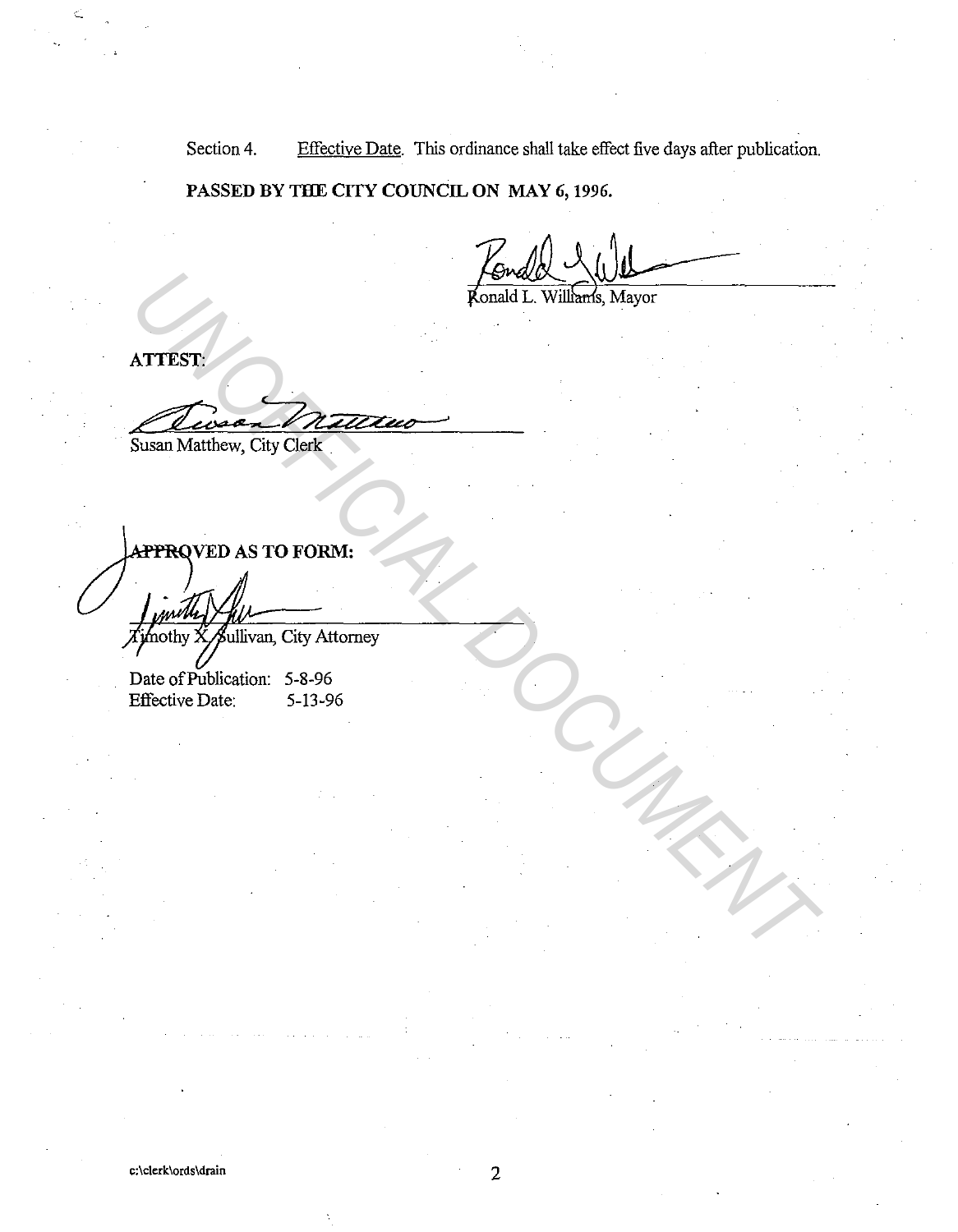Section 4. Effective Date. This ordinance shall take effect five days after publication.

**PASSED BY THE CITY COUNCIL ON MAY 6, 1996.**

Ronald L. Williams, Mayor

**ATTEST:**

Susan Matthew, City Clerk

**APPROVED AS TO FORM:**

Timothy X. Sullivan, City Attorney

Date of Publication: 5-8-96
Effective Date: 5-13-96

c:\clerk\ords\drain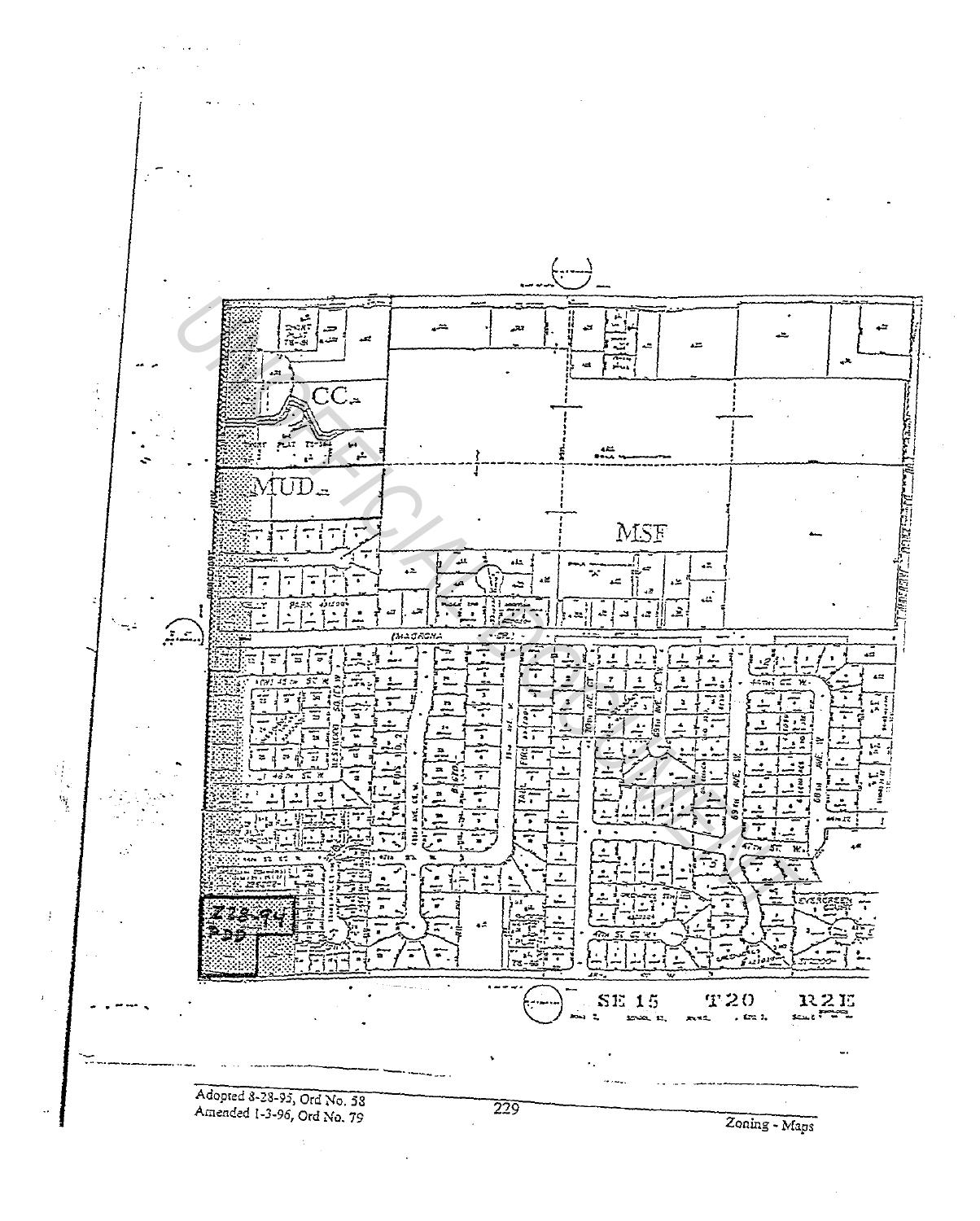CC

MUD

MSF

MADRONA DR.

Z28-94 PUD

SE 15 T20 R2E

Adopted 8-28-95, Ord No. 58
Amended 1-3-96, Ord No. 79

Zoning - Maps